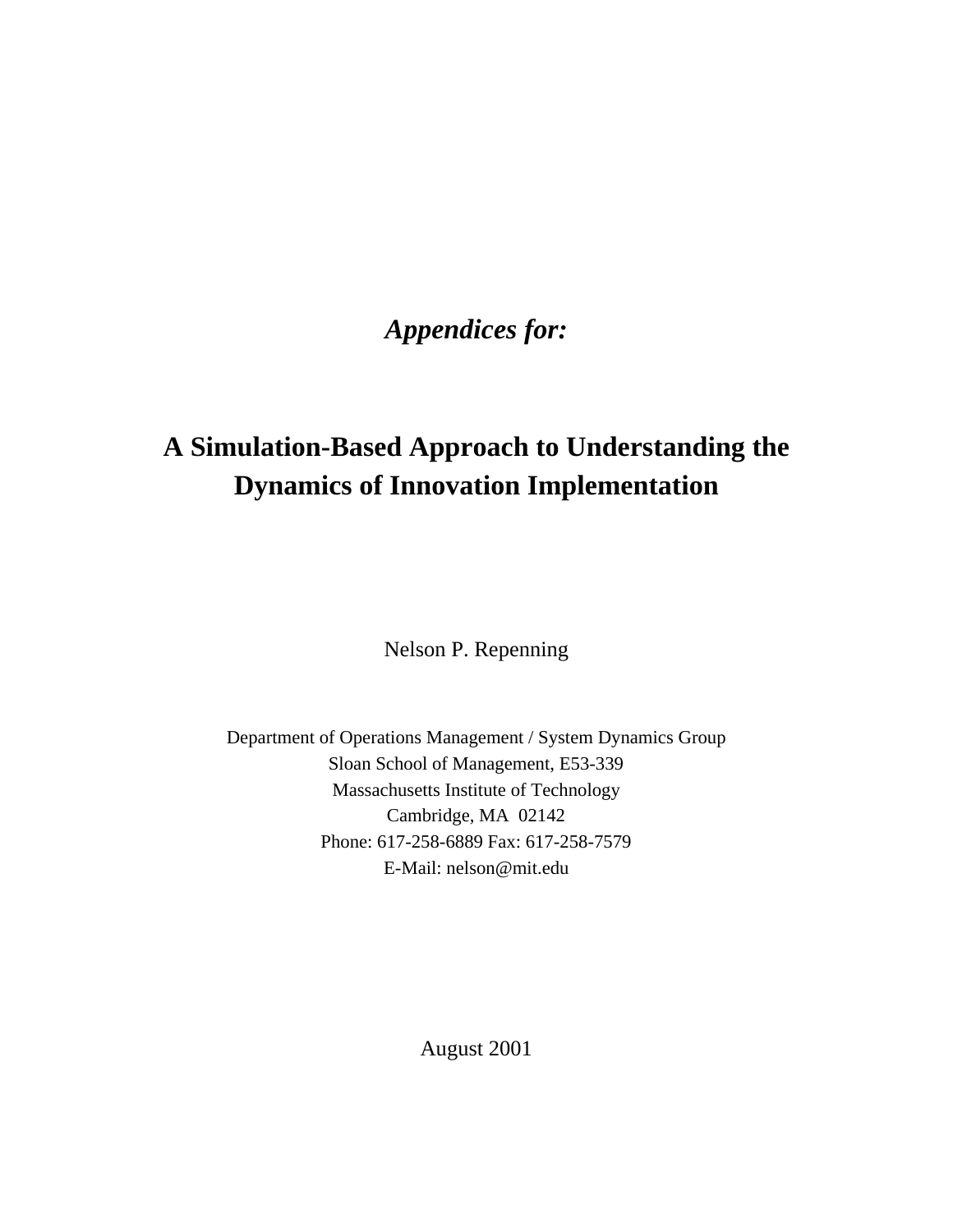*Appendices for:*

# A Simulation-Based Approach to Understanding the Dynamics of Innovation Implementation

Nelson P. Repenning

Department of Operations Management / System Dynamics Group
Sloan School of Management, E53-339
Massachusetts Institute of Technology
Cambridge, MA 02142
Phone: 617-258-6889 Fax: 617-258-7579
E-Mail: nelson@mit.edu

August 2001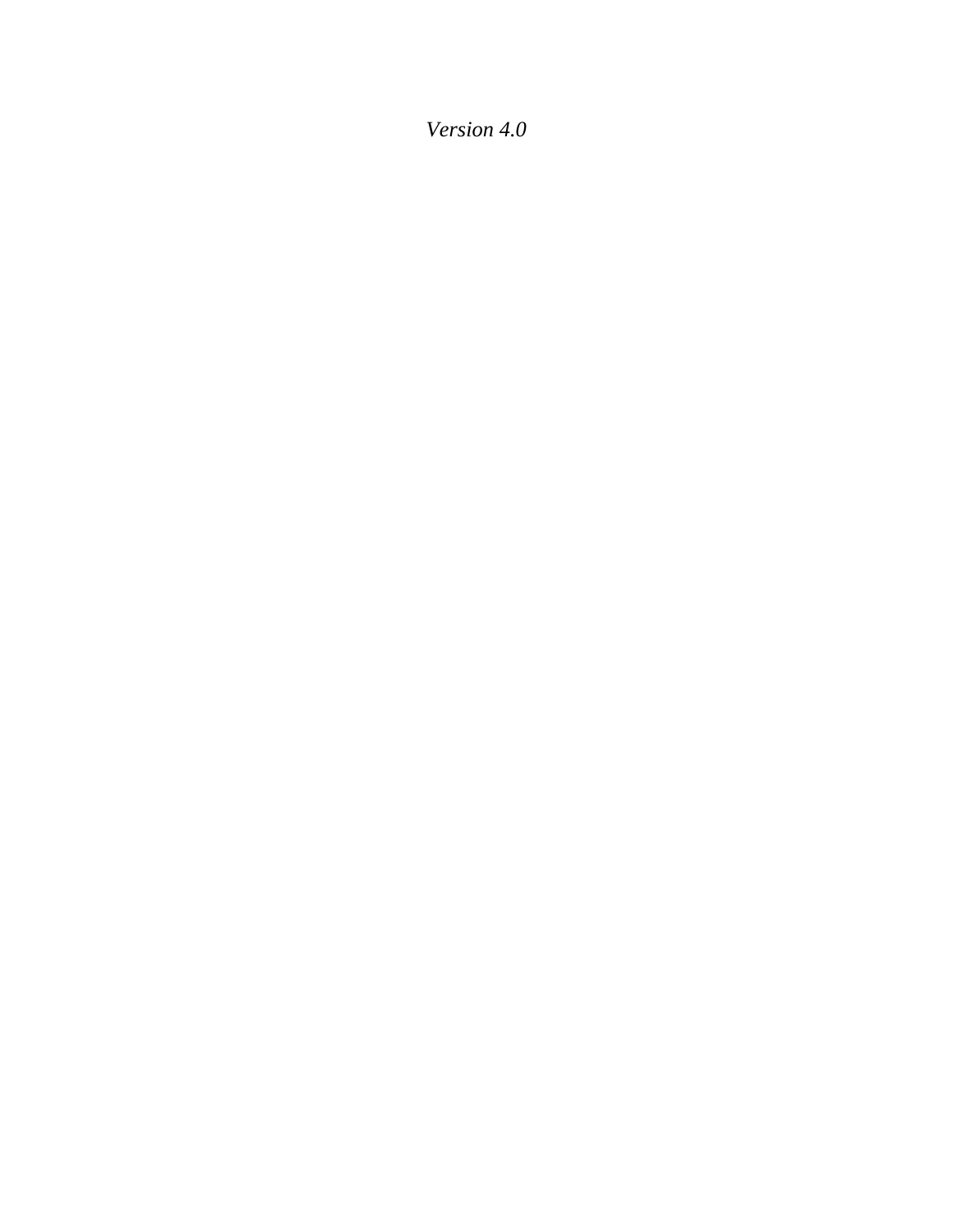*Version 4.0*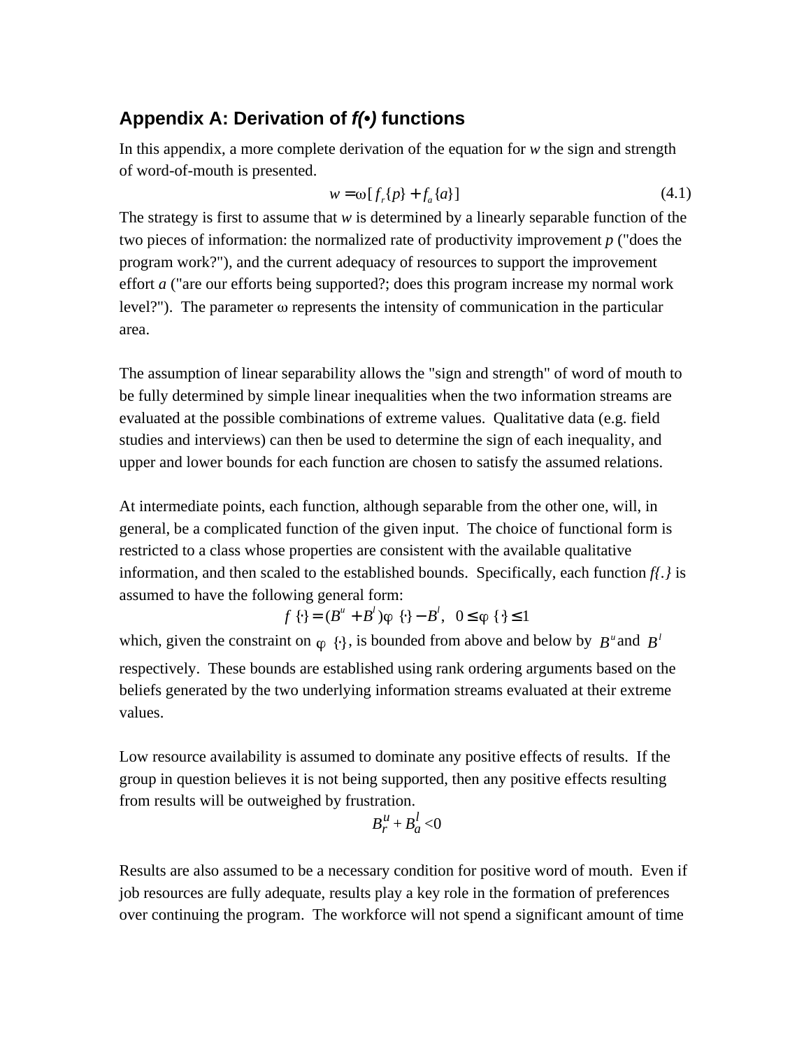## Appendix A: Derivation of *f(•)* functions

In this appendix, a more complete derivation of the equation for *w* the sign and strength of word-of-mouth is presented.

$$w = \omega[f_r\{p\} + f_a\{a\}] \tag{4.1}$$

The strategy is first to assume that *w* is determined by a linearly separable function of the two pieces of information: the normalized rate of productivity improvement *p* ("does the program work?"), and the current adequacy of resources to support the improvement effort *a* ("are our efforts being supported?; does this program increase my normal work level?"). The parameter ω represents the intensity of communication in the particular area.

The assumption of linear separability allows the "sign and strength" of word of mouth to be fully determined by simple linear inequalities when the two information streams are evaluated at the possible combinations of extreme values. Qualitative data (e.g. field studies and interviews) can then be used to determine the sign of each inequality, and upper and lower bounds for each function are chosen to satisfy the assumed relations.

At intermediate points, each function, although separable from the other one, will, in general, be a complicated function of the given input. The choice of functional form is restricted to a class whose properties are consistent with the available qualitative information, and then scaled to the established bounds. Specifically, each function *f{.}* is assumed to have the following general form:

$$f\{\cdot\} = (B^u + B^l)\varphi\{\cdot\} - B^l, \quad 0 \le \varphi\{\cdot\} \le 1$$

which, given the constraint on $\varphi\{\cdot\}$, is bounded from above and below by $B^u$ and $B^l$ respectively. These bounds are established using rank ordering arguments based on the beliefs generated by the two underlying information streams evaluated at their extreme values.

Low resource availability is assumed to dominate any positive effects of results. If the group in question believes it is not being supported, then any positive effects resulting from results will be outweighed by frustration.

$$B_r^u + B_a^l < 0$$

Results are also assumed to be a necessary condition for positive word of mouth. Even if job resources are fully adequate, results play a key role in the formation of preferences over continuing the program. The workforce will not spend a significant amount of time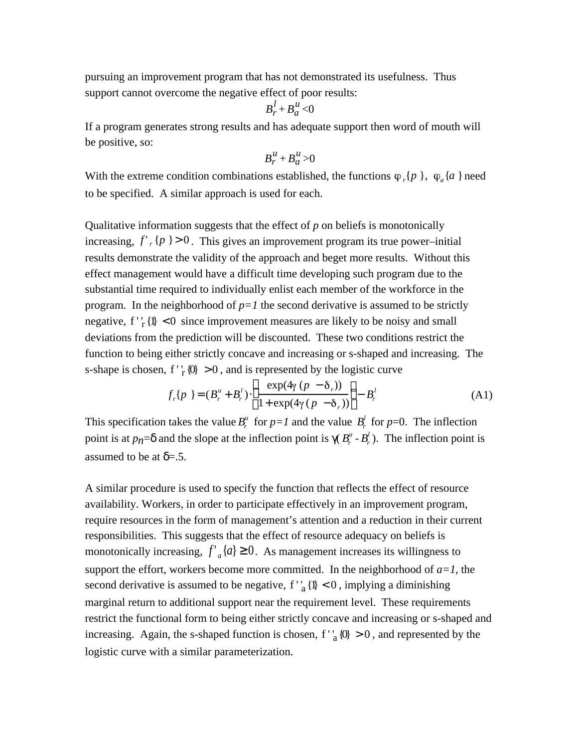pursuing an improvement program that has not demonstrated its usefulness. Thus support cannot overcome the negative effect of poor results:

$$B_r^l + B_a^u < 0$$

If a program generates strong results and has adequate support then word of mouth will be positive, so:

$$B_r^u + B_a^u > 0$$

With the extreme condition combinations established, the functions $\varphi_r\{p\}$, $\varphi_a\{a\}$ need to be specified. A similar approach is used for each.

Qualitative information suggests that the effect of *p* on beliefs is monotonically increasing, $f'_r\{p\} > 0$. This gives an improvement program its true power–initial results demonstrate the validity of the approach and beget more results. Without this effect management would have a difficult time developing such program due to the substantial time required to individually enlist each member of the workforce in the program. In the neighborhood of *p=1* the second derivative is assumed to be strictly negative, $f''_r\{1\} < 0$ since improvement measures are likely to be noisy and small deviations from the prediction will be discounted. These two conditions restrict the function to being either strictly concave and increasing or s-shaped and increasing. The s-shape is chosen, $f''_r\{0\} > 0$, and is represented by the logistic curve

$$f_r\{p\} = (B_r^u + B_r^l) \cdot \left( \frac{\exp(4\gamma(p - \delta_r))}{1 + \exp(4\gamma(p - \delta_r))} \right) - B_r^l \tag{A1}$$

This specification takes the value $B_r^u$ for *p=1* and the value $B_r^l$ for *p*=0. The inflection point is at $p_n=\delta$ and the slope at the inflection point is $\gamma(B_r^u - B_r^l)$. The inflection point is assumed to be at $\delta=.5$.

A similar procedure is used to specify the function that reflects the effect of resource availability. Workers, in order to participate effectively in an improvement program, require resources in the form of management's attention and a reduction in their current responsibilities. This suggests that the effect of resource adequacy on beliefs is monotonically increasing, $f'_a\{a\} \geq 0$. As management increases its willingness to support the effort, workers become more committed. In the neighborhood of *a=1*, the second derivative is assumed to be negative, $f''_a\{1\} < 0$, implying a diminishing marginal return to additional support near the requirement level. These requirements restrict the functional form to being either strictly concave and increasing or s-shaped and increasing. Again, the s-shaped function is chosen, $f''_a\{0\} > 0$, and represented by the logistic curve with a similar parameterization.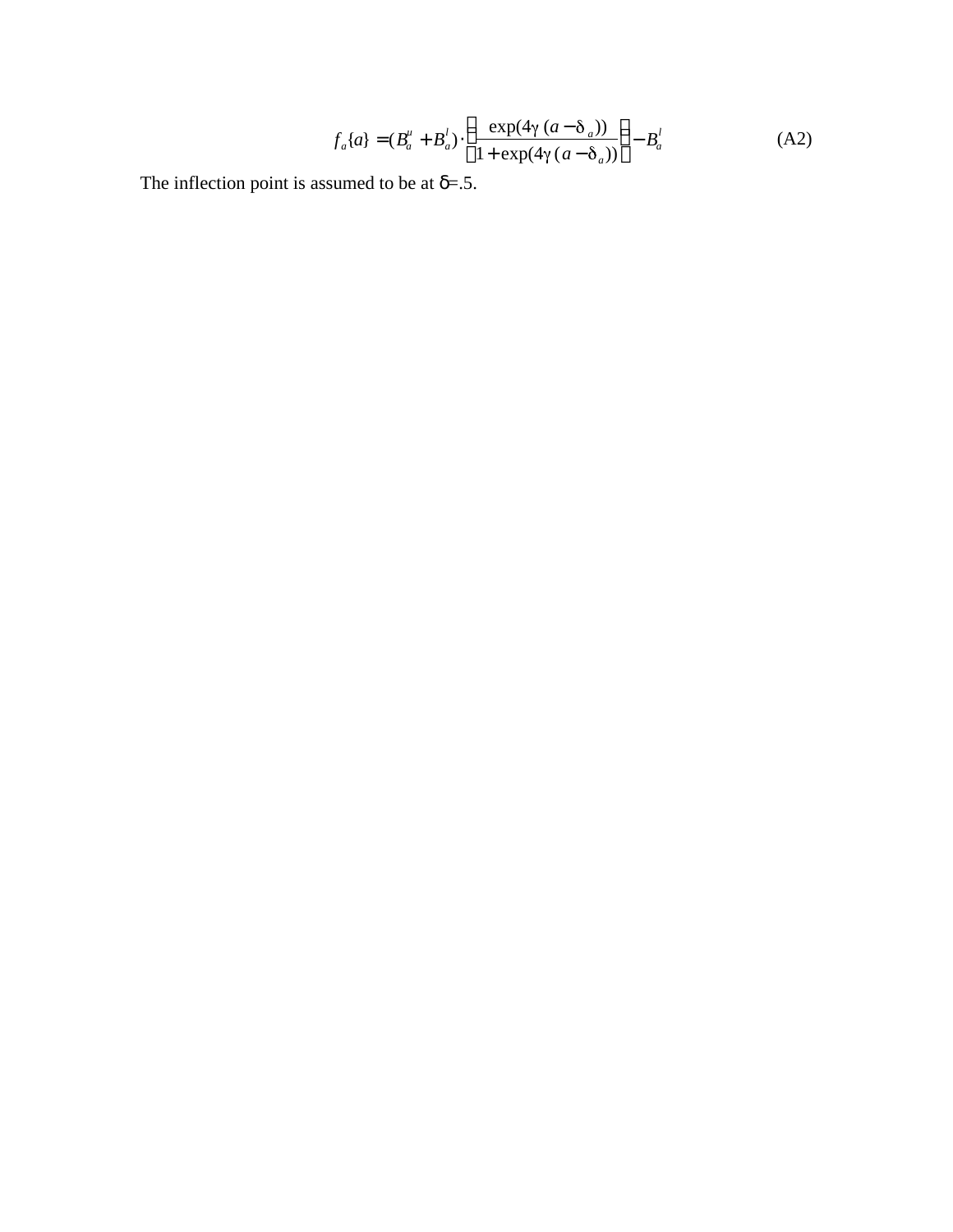$$f_a\{a\} = (B_a^u + B_a^l) \cdot \left( \frac{\exp(4\gamma\,(a - \delta_a))}{1 + \exp(4\gamma\,(a - \delta_a))} \right) - B_a^l \tag{A2}$$

The inflection point is assumed to be at $\delta$=.5.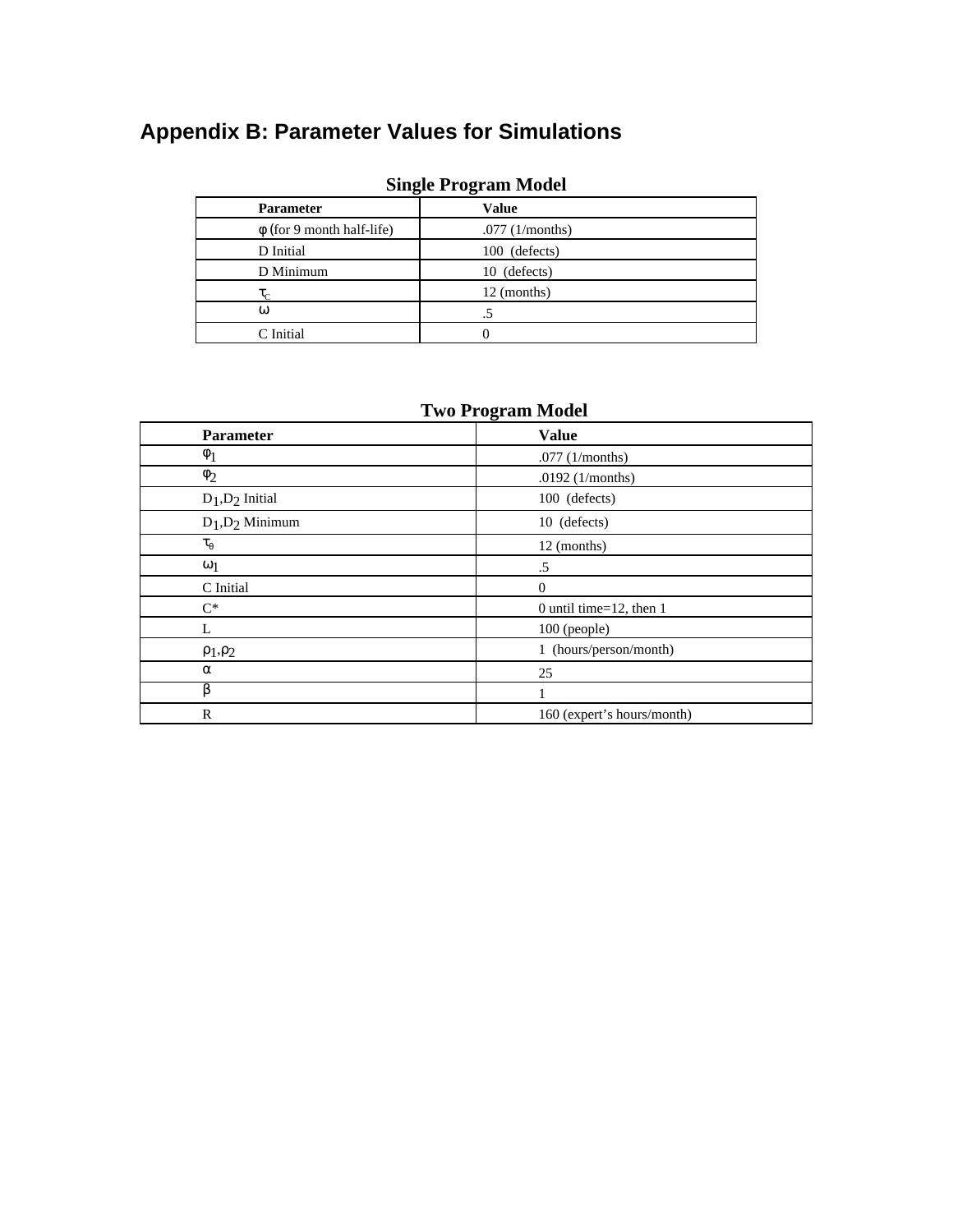# Appendix B: Parameter Values for Simulations

**Single Program Model**

| Parameter | Value |
|---|---|
| $\varphi$ (for 9 month half-life) | .077 (1/months) |
| D Initial | 100 (defects) |
| D Minimum | 10 (defects) |
| $\tau_C$ | 12 (months) |
| $\omega$ | .5 |
| C Initial | 0 |

**Two Program Model**

| Parameter | Value |
|---|---|
| $\varphi_1$ | .077 (1/months) |
| $\varphi_2$ | .0192 (1/months) |
| $D_1$,$D_2$ Initial | 100 (defects) |
| $D_1$,$D_2$ Minimum | 10 (defects) |
| $\tau_\theta$ | 12 (months) |
| $\omega_1$ | .5 |
| C Initial | 0 |
| C* | 0 until time=12, then 1 |
| L | 100 (people) |
| $\rho_1$,$\rho_2$ | 1 (hours/person/month) |
| $\alpha$ | 25 |
| $\beta$ | 1 |
| R | 160 (expert's hours/month) |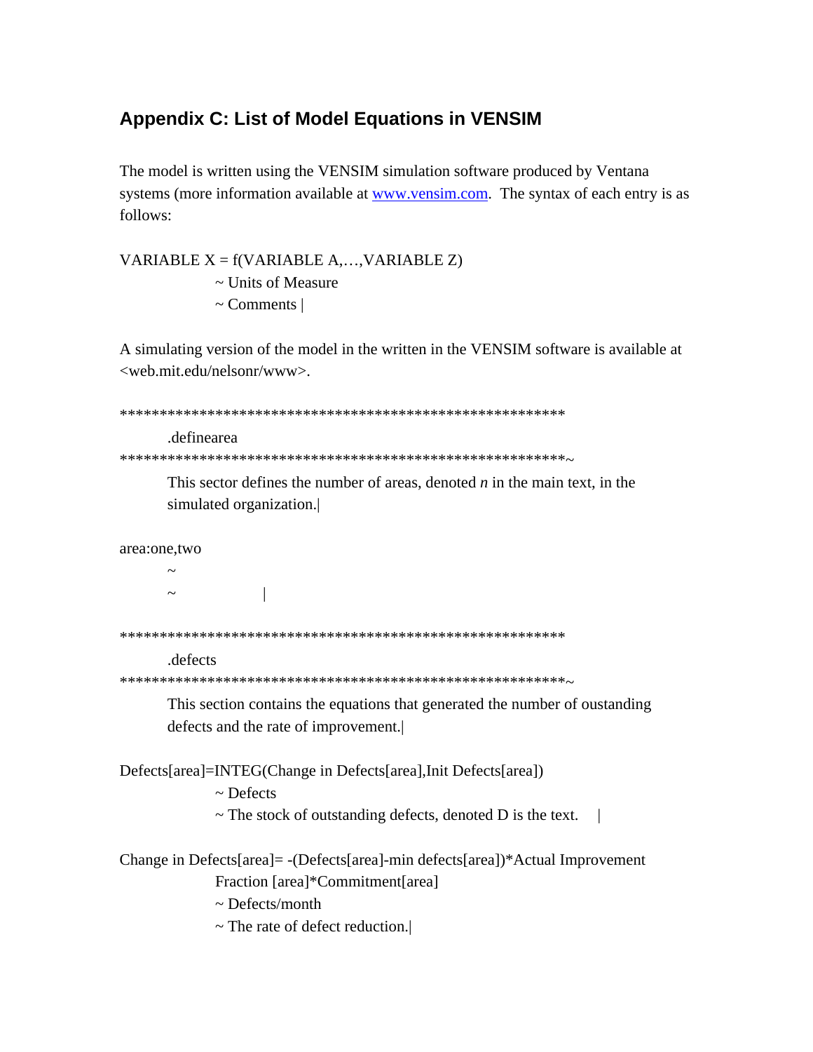## Appendix C: List of Model Equations in VENSIM

The model is written using the VENSIM simulation software produced by Ventana systems (more information available at www.vensim.com. The syntax of each entry is as follows:

```
VARIABLE X = f(VARIABLE A,…,VARIABLE Z)
        ~ Units of Measure
        ~ Comments |
```

A simulating version of the model in the written in the VENSIM software is available at <web.mit.edu/nelsonr/www>.

```
********************************************************
    .definearea
********************************************************~
    This sector defines the number of areas, denoted n in the main text, in the
    simulated organization.|

area:one,two
    ~
    ~           |

********************************************************
    .defects
********************************************************~
    This section contains the equations that generated the number of oustanding
    defects and the rate of improvement.|

Defects[area]=INTEG(Change in Defects[area],Init Defects[area])
        ~ Defects
        ~ The stock of outstanding defects, denoted D is the text.    |

Change in Defects[area]= -(Defects[area]-min defects[area])*Actual Improvement
        Fraction [area]*Commitment[area]
        ~ Defects/month
        ~ The rate of defect reduction.|
```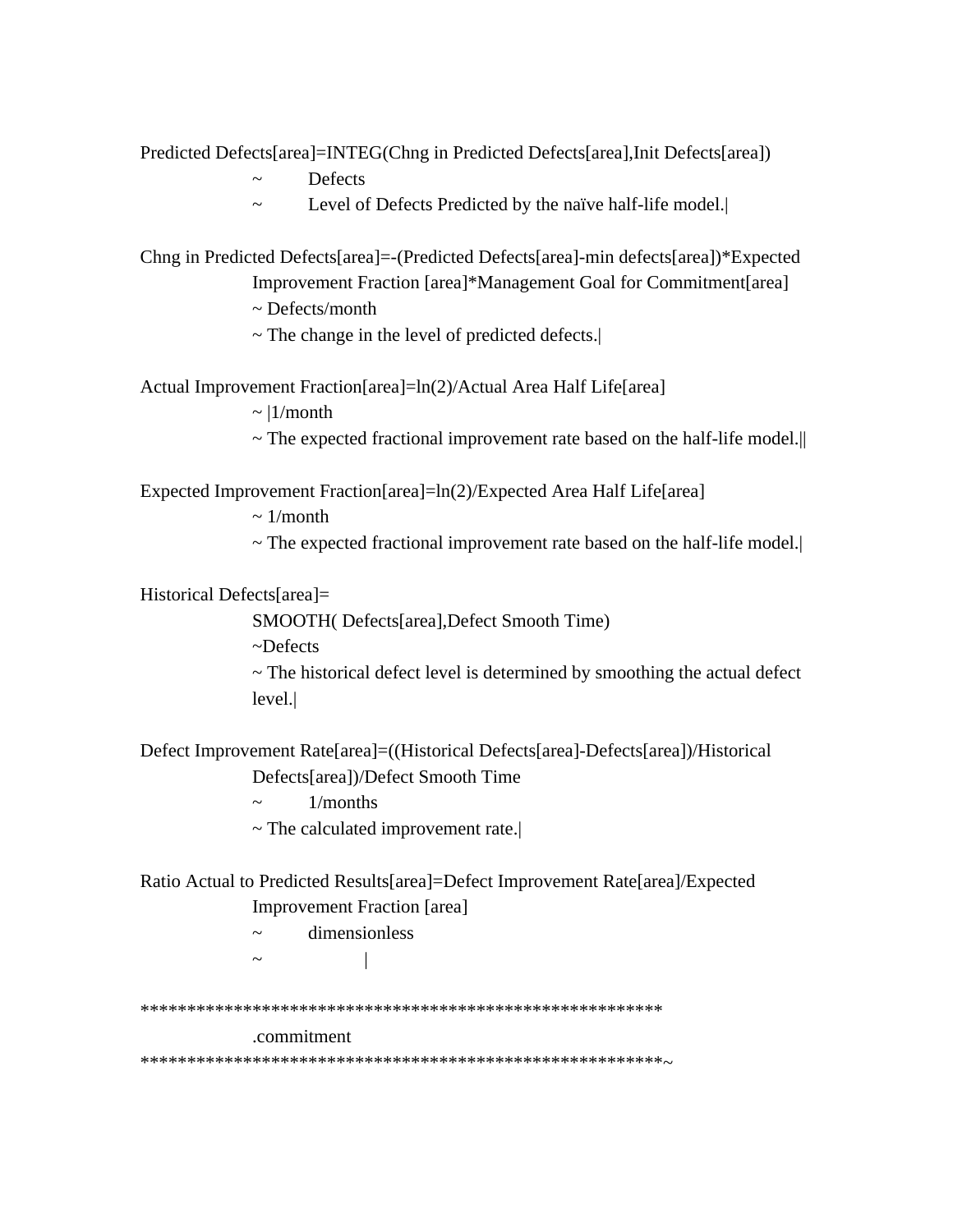Predicted Defects[area]=INTEG(Chng in Predicted Defects[area],Init Defects[area])

~ Defects

~ Level of Defects Predicted by the naïve half-life model.|

Chng in Predicted Defects[area]=-(Predicted Defects[area]-min defects[area])*Expected Improvement Fraction [area]*Management Goal for Commitment[area]

~ Defects/month

~ The change in the level of predicted defects.|

Actual Improvement Fraction[area]=ln(2)/Actual Area Half Life[area]

~ |1/month

~ The expected fractional improvement rate based on the half-life model.||

Expected Improvement Fraction[area]=ln(2)/Expected Area Half Life[area]

~ 1/month

~ The expected fractional improvement rate based on the half-life model.|

Historical Defects[area]=

SMOOTH( Defects[area],Defect Smooth Time)

~Defects

~ The historical defect level is determined by smoothing the actual defect level.|

Defect Improvement Rate[area]=((Historical Defects[area]-Defects[area])/Historical Defects[area])/Defect Smooth Time

~ 1/months

~ The calculated improvement rate.|

Ratio Actual to Predicted Results[area]=Defect Improvement Rate[area]/Expected Improvement Fraction [area]

~ dimensionless

~ |

********************************************************

.commitment

********************************************************~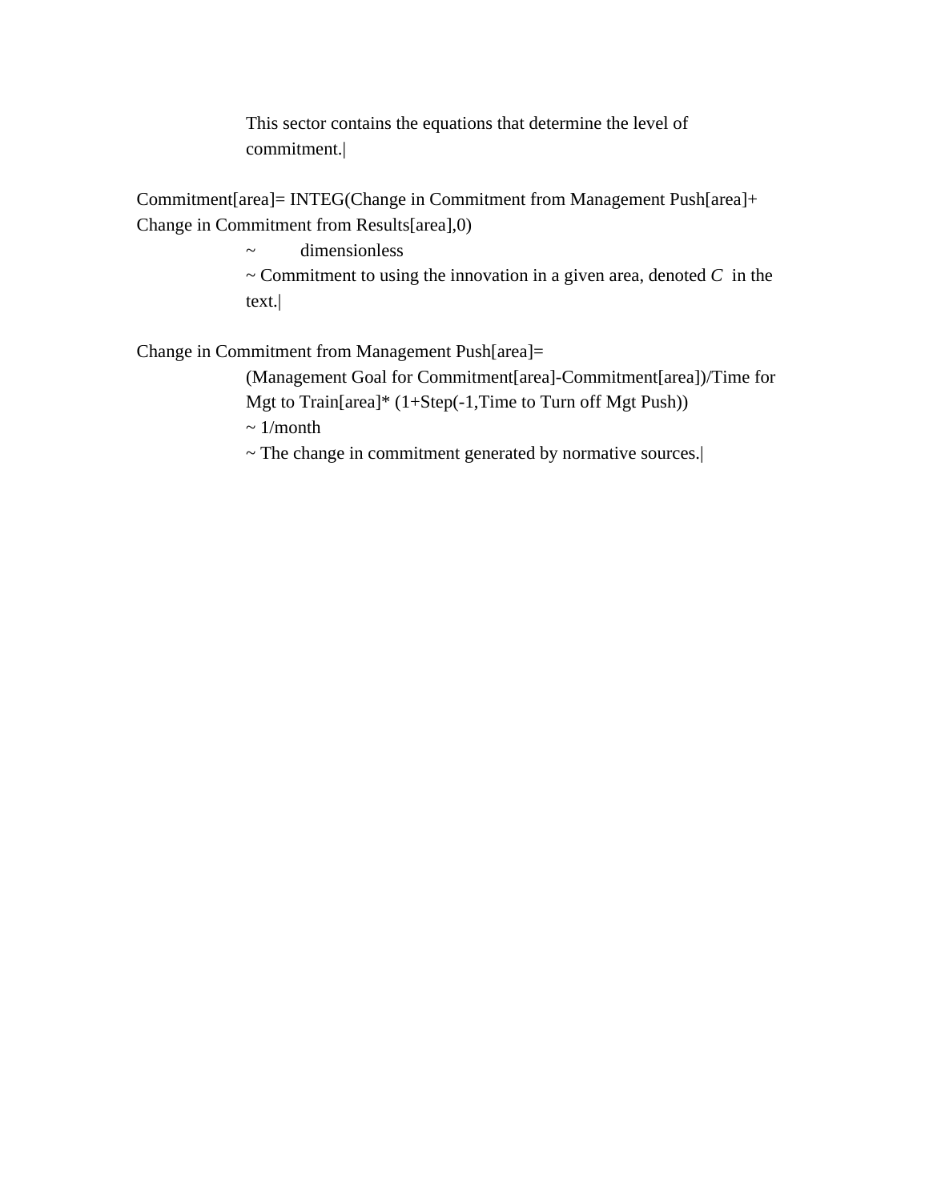This sector contains the equations that determine the level of commitment.|

Commitment[area]= INTEG(Change in Commitment from Management Push[area]+ Change in Commitment from Results[area],0)

~ dimensionless

~ Commitment to using the innovation in a given area, denoted *C* in the text.|

Change in Commitment from Management Push[area]=

(Management Goal for Commitment[area]-Commitment[area])/Time for Mgt to Train[area]* (1+Step(-1,Time to Turn off Mgt Push))

~ 1/month

~ The change in commitment generated by normative sources.|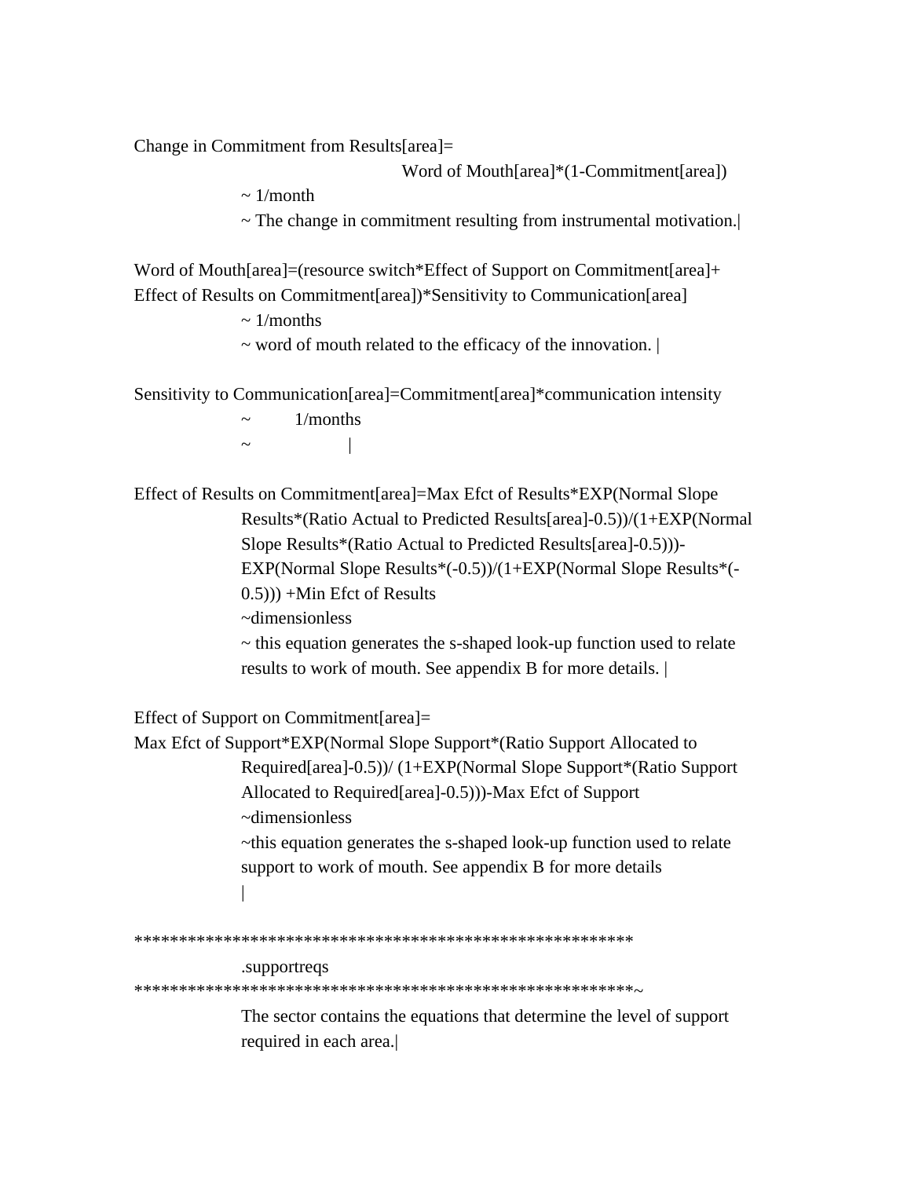Change in Commitment from Results[area]=
Word of Mouth[area]*(1-Commitment[area])
~ 1/month
~ The change in commitment resulting from instrumental motivation.|

Word of Mouth[area]=(resource switch*Effect of Support on Commitment[area]+ Effect of Results on Commitment[area])*Sensitivity to Communication[area]
~ 1/months
~ word of mouth related to the efficacy of the innovation. |

Sensitivity to Communication[area]=Commitment[area]*communication intensity
~ 1/months
~ |

Effect of Results on Commitment[area]=Max Efct of Results*EXP(Normal Slope Results*(Ratio Actual to Predicted Results[area]-0.5))/(1+EXP(Normal Slope Results*(Ratio Actual to Predicted Results[area]-0.5)))- EXP(Normal Slope Results*(-0.5))/(1+EXP(Normal Slope Results*(-0.5))) +Min Efct of Results
~dimensionless
~ this equation generates the s-shaped look-up function used to relate results to work of mouth. See appendix B for more details. |

Effect of Support on Commitment[area]=
Max Efct of Support*EXP(Normal Slope Support*(Ratio Support Allocated to Required[area]-0.5))/ (1+EXP(Normal Slope Support*(Ratio Support Allocated to Required[area]-0.5)))-Max Efct of Support
~dimensionless
~this equation generates the s-shaped look-up function used to relate support to work of mouth. See appendix B for more details
|

*******************************************************
.supportreqs
*******************************************************~
The sector contains the equations that determine the level of support required in each area.|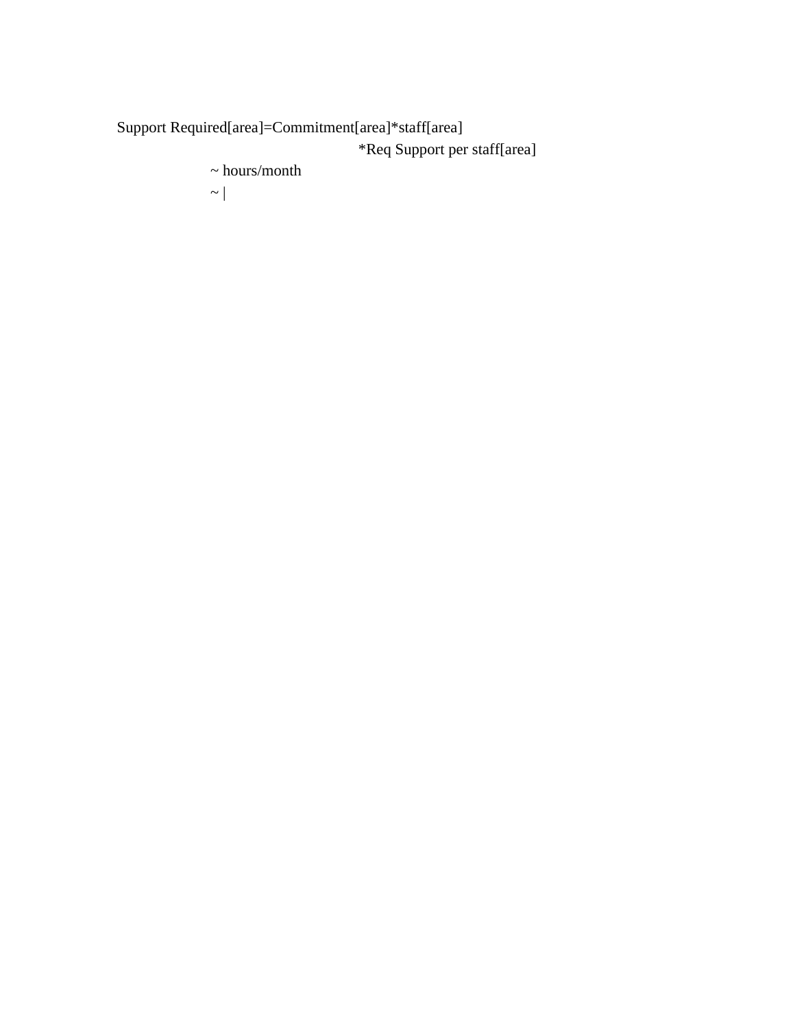Support Required[area]=Commitment[area]*staff[area]

*Req Support per staff[area]

~ hours/month

~ |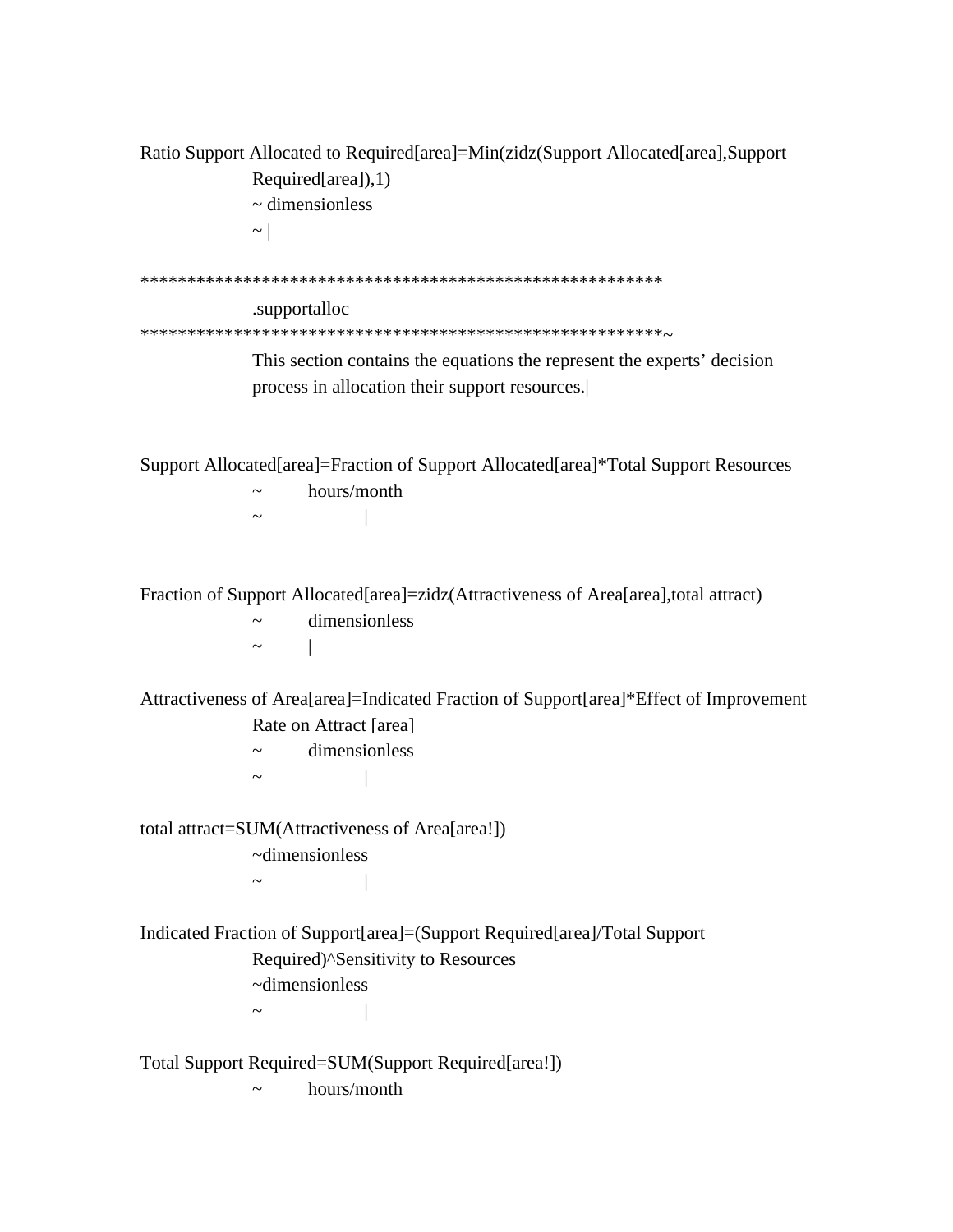Ratio Support Allocated to Required[area]=Min(zidz(Support Allocated[area],Support Required[area]),1)

~ dimensionless

~ |

*******************************************************

.supportalloc

*******************************************************~

This section contains the equations the represent the experts' decision process in allocation their support resources.|

Support Allocated[area]=Fraction of Support Allocated[area]*Total Support Resources

~ hours/month

~ |

Fraction of Support Allocated[area]=zidz(Attractiveness of Area[area],total attract)

~ dimensionless

~ |

Attractiveness of Area[area]=Indicated Fraction of Support[area]*Effect of Improvement Rate on Attract [area]

~ dimensionless

~ |

total attract=SUM(Attractiveness of Area[area!])

~dimensionless

~ |

Indicated Fraction of Support[area]=(Support Required[area]/Total Support Required)^Sensitivity to Resources

~dimensionless

~ |

Total Support Required=SUM(Support Required[area!])

~ hours/month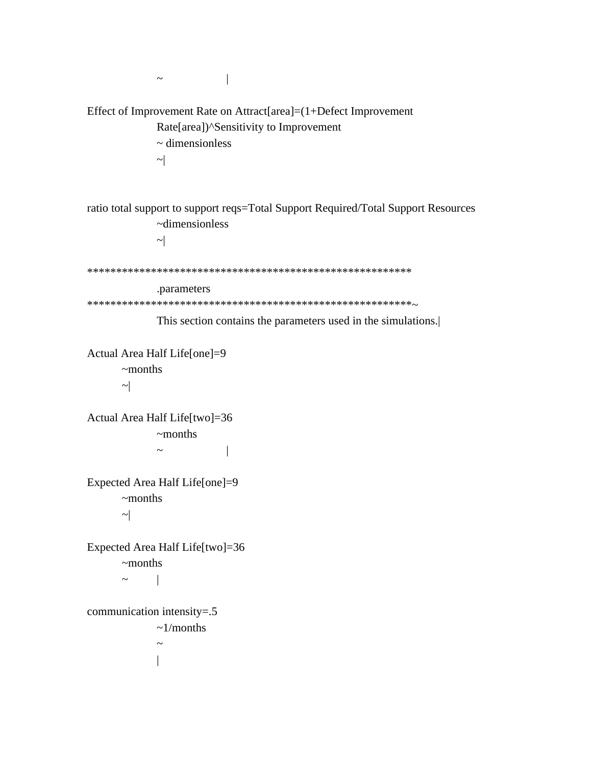```
	~		|

Effect of Improvement Rate on Attract[area]=(1+Defect Improvement
	Rate[area])^Sensitivity to Improvement
	~ dimensionless
	~|


ratio total support to support reqs=Total Support Required/Total Support Resources
	~dimensionless
	~|

********************************************************
	.parameters
********************************************************~
	This section contains the parameters used in the simulations.|

Actual Area Half Life[one]=9
	~months
	~|

Actual Area Half Life[two]=36
	~months
	~		|

Expected Area Half Life[one]=9
	~months
	~|

Expected Area Half Life[two]=36
	~months
	~	|

communication intensity=.5
	~1/months
	~
	|
```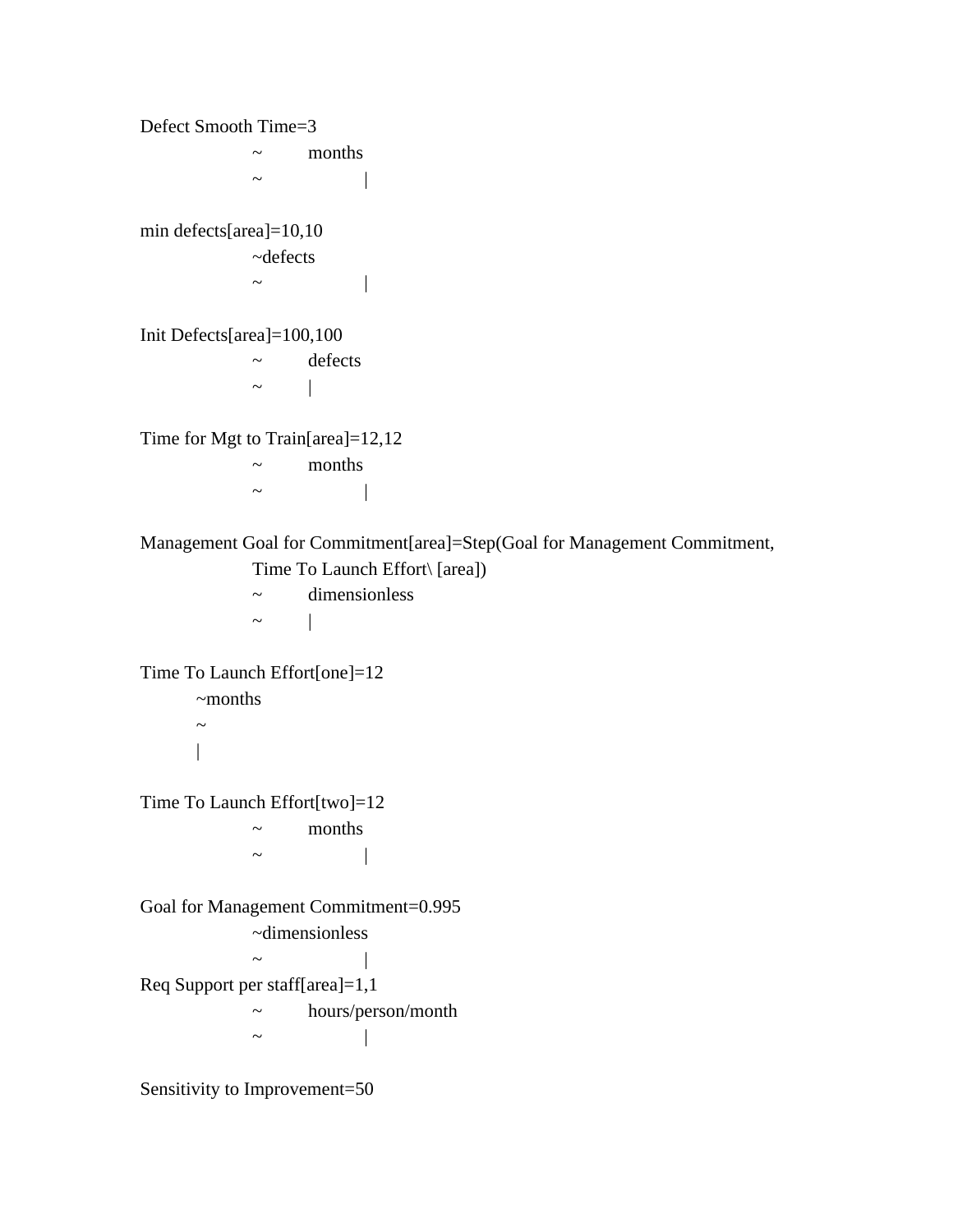```
Defect Smooth Time=3
		~	months
		~		|

min defects[area]=10,10
		~defects
		~		|

Init Defects[area]=100,100
		~	defects
		~	|

Time for Mgt to Train[area]=12,12
		~	months
		~		|

Management Goal for Commitment[area]=Step(Goal for Management Commitment,
		Time To Launch Effort\ [area])
		~	dimensionless
		~	|

Time To Launch Effort[one]=12
	~months
	~
	|

Time To Launch Effort[two]=12
		~	months
		~		|

Goal for Management Commitment=0.995
		~dimensionless
		~		|
Req Support per staff[area]=1,1
		~	hours/person/month
		~		|

Sensitivity to Improvement=50
```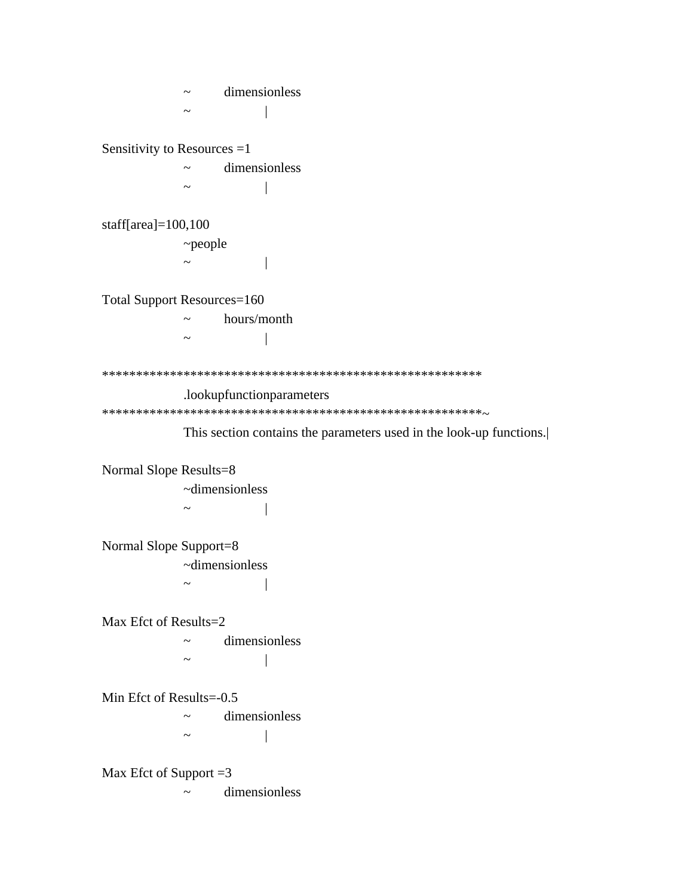```
        ~       dimensionless
        ~               |

Sensitivity to Resources =1
        ~       dimensionless
        ~               |

staff[area]=100,100
        ~people
        ~               |

Total Support Resources=160
        ~       hours/month
        ~               |

********************************************************
        .lookupfunctionparameters
********************************************************~
        This section contains the parameters used in the look-up functions.|

Normal Slope Results=8
        ~dimensionless
        ~               |

Normal Slope Support=8
        ~dimensionless
        ~               |

Max Efct of Results=2
        ~       dimensionless
        ~               |

Min Efct of Results=-0.5
        ~       dimensionless
        ~               |

Max Efct of Support =3
        ~       dimensionless
```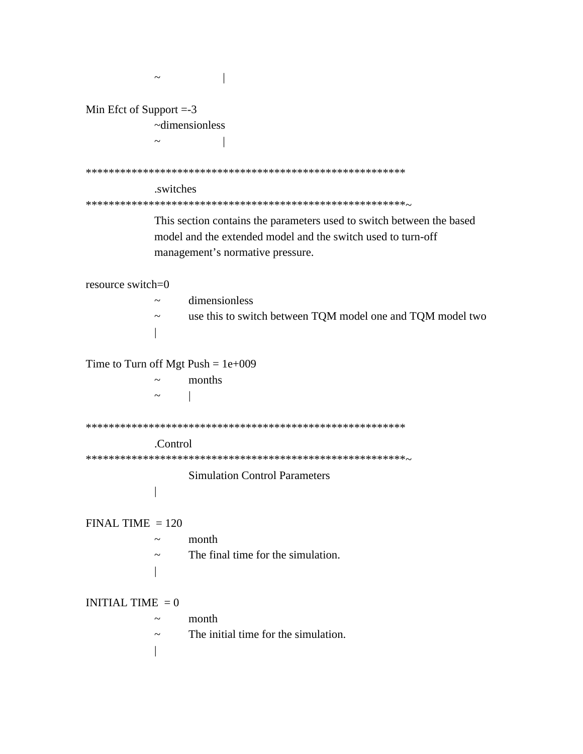```
		~		|

Min Efct of Support =-3
		~dimensionless
		~		|

********************************************************
		.switches
********************************************************~
		This section contains the parameters used to switch between the based
		model and the extended model and the switch used to turn-off
		management's normative pressure.

resource switch=0
		~	dimensionless
		~	use this to switch between TQM model one and TQM model two
		|

Time to Turn off Mgt Push = 1e+009
		~	months
		~	|

********************************************************
		.Control
********************************************************~
			Simulation Control Parameters
		|

FINAL TIME  = 120
		~	month
		~	The final time for the simulation.
		|

INITIAL TIME  = 0
		~	month
		~	The initial time for the simulation.
		|
```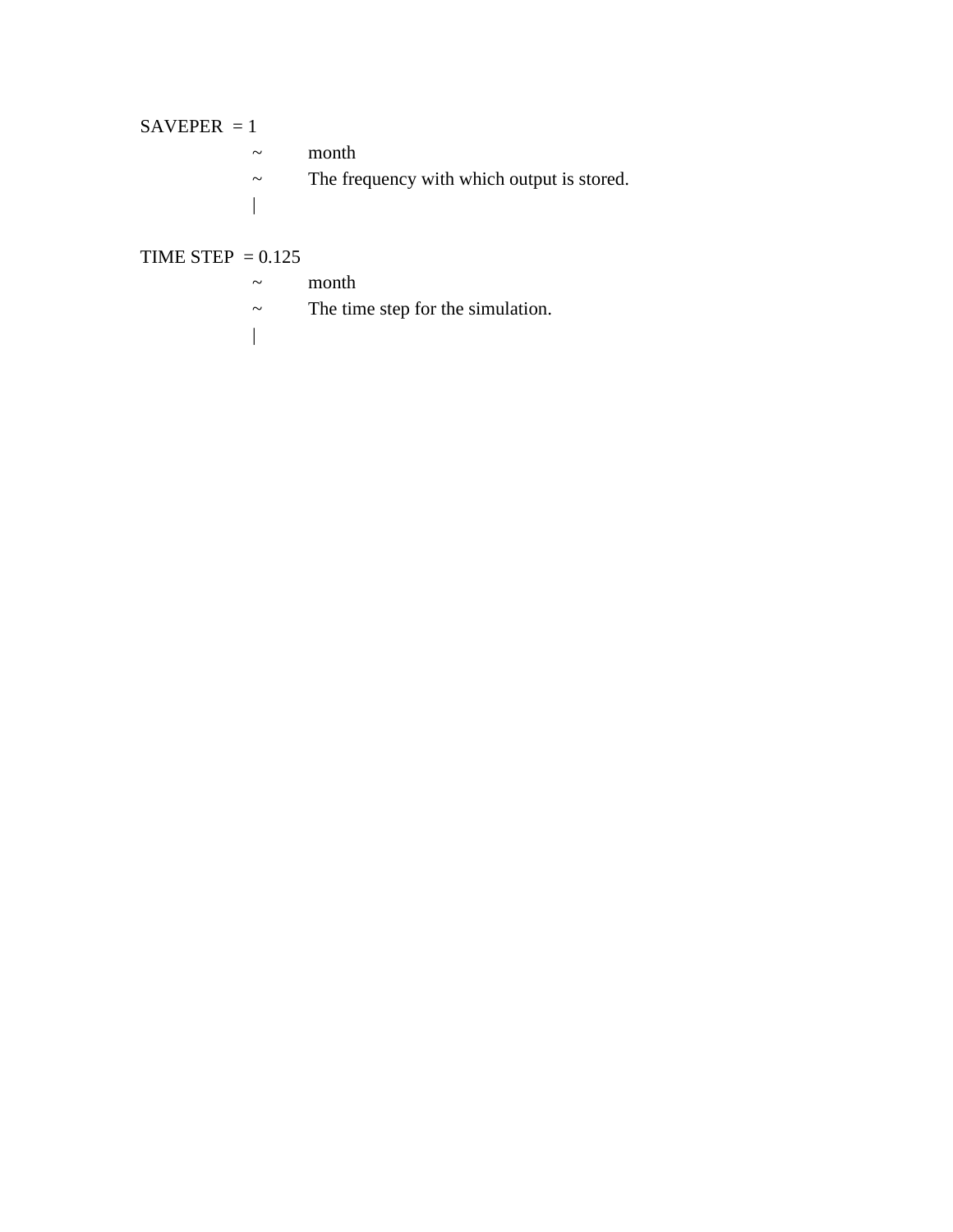SAVEPER = 1

~ month

~ The frequency with which output is stored.

|

TIME STEP = 0.125

~ month

~ The time step for the simulation.

|